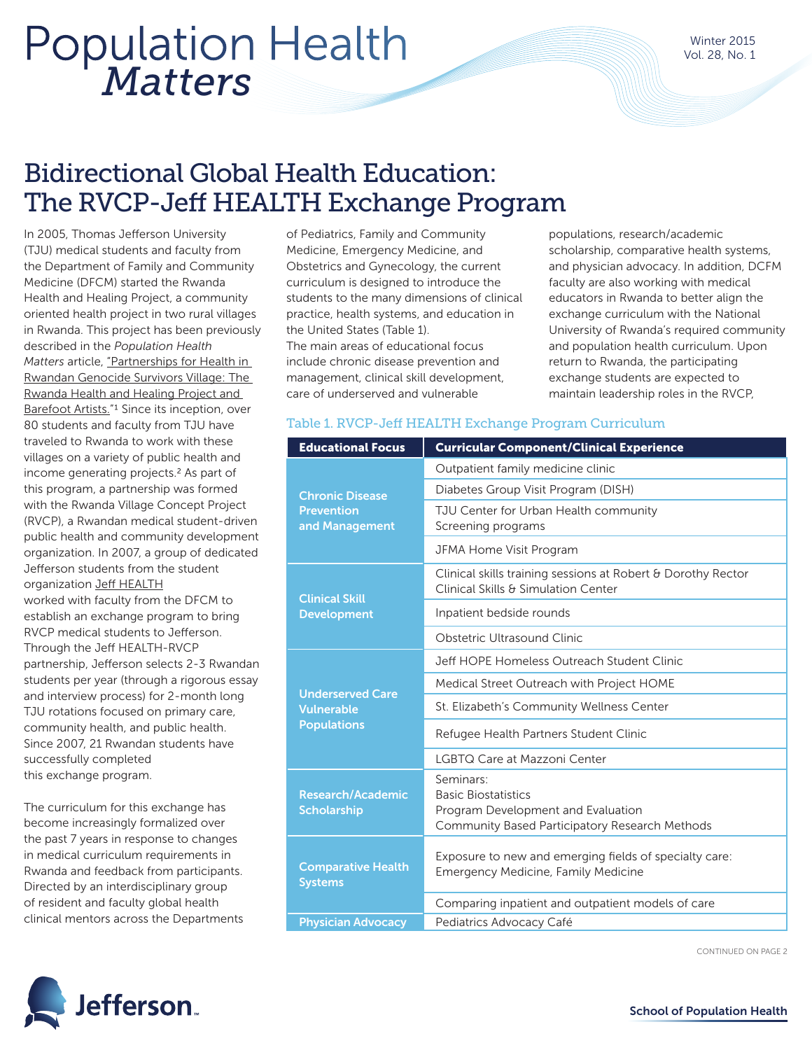# Population Health *Matters*

## Bidirectional Global Health Education: The RVCP-Jeff HEALTH Exchange Program

In 2005, Thomas Jefferson University (TJU) medical students and faculty from the Department of Family and Community Medicine (DFCM) started the Rwanda Health and Healing Project, a community oriented health project in two rural villages in Rwanda. This project has been previously described in the *Population Health Matters* article, "Partnerships for Health in Rwandan Genocide Survivors Village: The Rwanda Health and Healing Project and Barefoot Artists."[1] Since its inception, over 80 students and faculty from TJU have traveled to Rwanda to work with these villages on a variety of public health and income generating projects.[2] As part of this program, a partnership was formed with the Rwanda Village Concept Project (RVCP), a Rwandan medical student-driven public health and community development organization. In 2007, a group of dedicated Jefferson students from the student organization Jeff HEALTH worked with faculty from the DFCM to establish an exchange program to bring RVCP medical students to Jefferson. Through the Jeff HEALTH-RVCP partnership, Jefferson selects 2-3 Rwandan students per year (through a rigorous essay and interview process) for 2-month long TJU rotations focused on primary care, community health, and public health. Since 2007, 21 Rwandan students have successfully completed this exchange program.

The curriculum for this exchange has become increasingly formalized over the past 7 years in response to changes in medical curriculum requirements in Rwanda and feedback from participants. Directed by an interdisciplinary group of resident and faculty global health clinical mentors across the Departments of Pediatrics, Family and Community Medicine, Emergency Medicine, and Obstetrics and Gynecology, the current curriculum is designed to introduce the students to the many dimensions of clinical practice, health systems, and education in the United States (Table 1).

The main areas of educational focus include chronic disease prevention and management, clinical skill development, care of underserved and vulnerable populations, research/academic scholarship, comparative health systems, and physician advocacy. In addition, DCFM faculty are also working with medical educators in Rwanda to better align the exchange curriculum with the National University of Rwanda's required community and population health curriculum. Upon return to Rwanda, the participating exchange students are expected to maintain leadership roles in the RVCP,

Table 1. RVCP-Jeff HEALTH Exchange Program Curriculum

| Educational Focus | Curricular Component/Clinical Experience |
|---|---|
| Chronic Disease Prevention and Management | Outpatient family medicine clinic |
| | Diabetes Group Visit Program (DISH) |
| | TJU Center for Urban Health community Screening programs |
| | JFMA Home Visit Program |
| Clinical Skill Development | Clinical skills training sessions at Robert & Dorothy Rector Clinical Skills & Simulation Center |
| | Inpatient bedside rounds |
| | Obstetric Ultrasound Clinic |
| Underserved Care Vulnerable Populations | Jeff HOPE Homeless Outreach Student Clinic |
| | Medical Street Outreach with Project HOME |
| | St. Elizabeth's Community Wellness Center |
| | Refugee Health Partners Student Clinic |
| | LGBTQ Care at Mazzoni Center |
| Research/Academic Scholarship | Seminars: Basic Biostatistics; Program Development and Evaluation; Community Based Participatory Research Methods |
| Comparative Health Systems | Exposure to new and emerging fields of specialty care: Emergency Medicine, Family Medicine |
| | Comparing inpatient and outpatient models of care |
| Physician Advocacy | Pediatrics Advocacy Café |

CONTINUED ON PAGE 2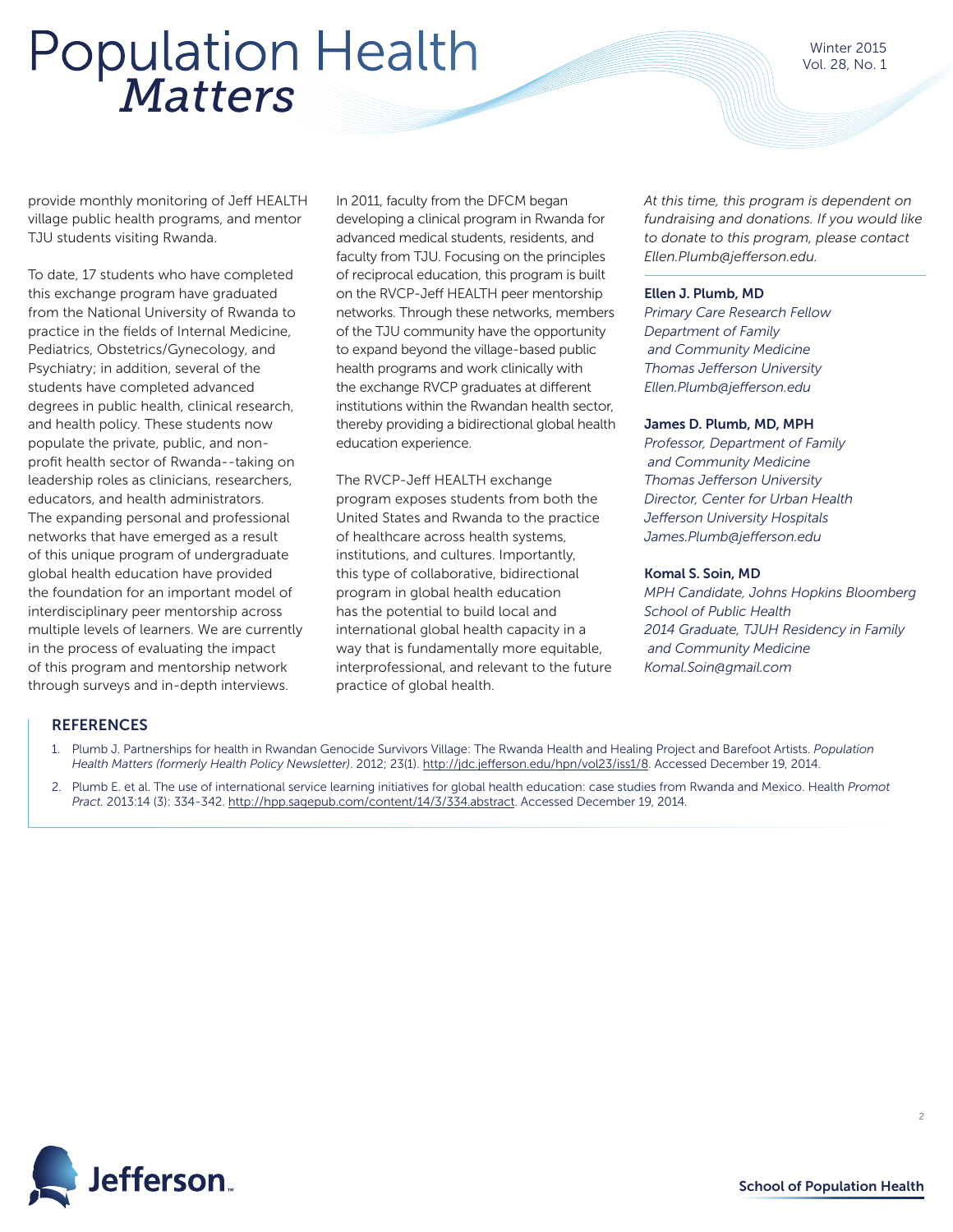provide monthly monitoring of Jeff HEALTH village public health programs, and mentor TJU students visiting Rwanda.

To date, 17 students who have completed this exchange program have graduated from the National University of Rwanda to practice in the fields of Internal Medicine, Pediatrics, Obstetrics/Gynecology, and Psychiatry; in addition, several of the students have completed advanced degrees in public health, clinical research, and health policy. These students now populate the private, public, and non-profit health sector of Rwanda--taking on leadership roles as clinicians, researchers, educators, and health administrators. The expanding personal and professional networks that have emerged as a result of this unique program of undergraduate global health education have provided the foundation for an important model of interdisciplinary peer mentorship across multiple levels of learners. We are currently in the process of evaluating the impact of this program and mentorship network through surveys and in-depth interviews.

In 2011, faculty from the DFCM began developing a clinical program in Rwanda for advanced medical students, residents, and faculty from TJU. Focusing on the principles of reciprocal education, this program is built on the RVCP-Jeff HEALTH peer mentorship networks. Through these networks, members of the TJU community have the opportunity to expand beyond the village-based public health programs and work clinically with the exchange RVCP graduates at different institutions within the Rwandan health sector, thereby providing a bidirectional global health education experience.

The RVCP-Jeff HEALTH exchange program exposes students from both the United States and Rwanda to the practice of healthcare across health systems, institutions, and cultures. Importantly, this type of collaborative, bidirectional program in global health education has the potential to build local and international global health capacity in a way that is fundamentally more equitable, interprofessional, and relevant to the future practice of global health.

*At this time, this program is dependent on fundraising and donations. If you would like to donate to this program, please contact Ellen.Plumb@jefferson.edu.*

**Ellen J. Plumb, MD**
*Primary Care Research Fellow*
*Department of Family and Community Medicine*
*Thomas Jefferson University*
*Ellen.Plumb@jefferson.edu*

**James D. Plumb, MD, MPH**
*Professor, Department of Family and Community Medicine*
*Thomas Jefferson University*
*Director, Center for Urban Health*
*Jefferson University Hospitals*
*James.Plumb@jefferson.edu*

**Komal S. Soin, MD**
*MPH Candidate, Johns Hopkins Bloomberg School of Public Health*
*2014 Graduate, TJUH Residency in Family and Community Medicine*
*Komal.Soin@gmail.com*

## REFERENCES

1. Plumb J. Partnerships for health in Rwandan Genocide Survivors Village: The Rwanda Health and Healing Project and Barefoot Artists. *Population Health Matters (formerly Health Policy Newsletter)*. 2012; 23(1). http://jdc.jefferson.edu/hpn/vol23/iss1/8. Accessed December 19, 2014.
2. Plumb E. et al. The use of international service learning initiatives for global health education: case studies from Rwanda and Mexico. Health *Promot Pract.* 2013:14 (3): 334-342. http://hpp.sagepub.com/content/14/3/334.abstract. Accessed December 19, 2014.